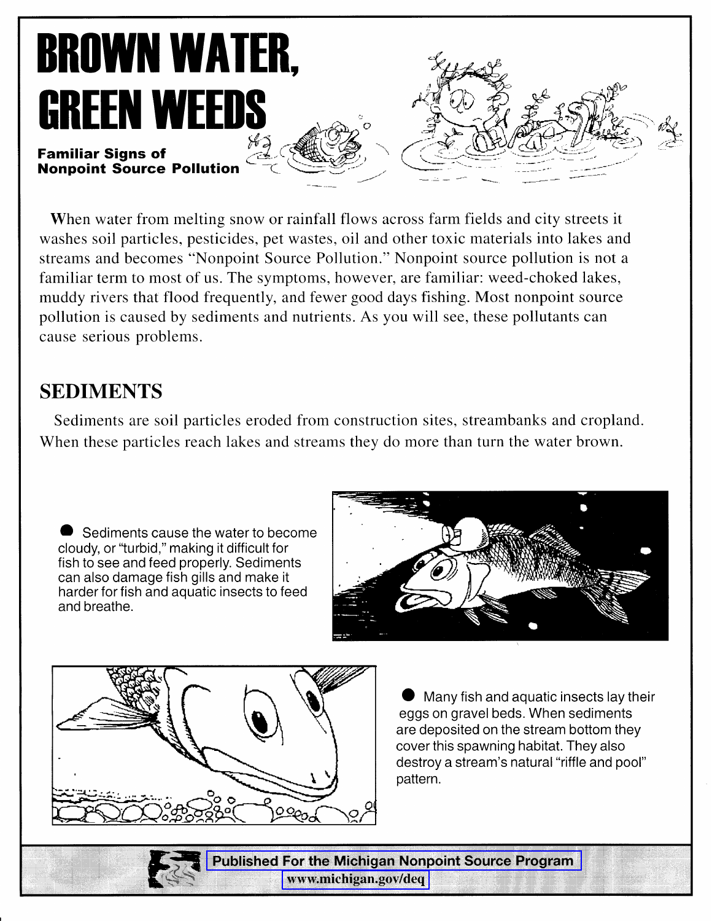# BROWN WATER, GREEN WEEDS

**Familiar Signs of Nonpoint Source Pollution**

When water from melting snow or rainfall flows across farm fields and city streets it washes soil particles, pesticides, pet wastes, oil and other toxic materials into lakes and streams and becomes "Nonpoint Source Pollution." Nonpoint source pollution is not a familiar term to most of us. The symptoms, however, are familiar: weed-choked lakes, muddy rivers that flood frequently, and fewer good days fishing. Most nonpoint source pollution is caused by sediments and nutrients. As you will see, these pollutants can cause serious problems.

## SEDIMENTS

Sediments are soil particles eroded from construction sites, streambanks and cropland. When these particles reach lakes and streams they do more than turn the water brown.

- Sediments cause the water to become cloudy, or "turbid," making it difficult for fish to see and feed properly. Sediments can also damage fish gills and make it harder for fish and aquatic insects to feed and breathe.

- Many fish and aquatic insects lay their eggs on gravel beds. When sediments are deposited on the stream bottom they cover this spawning habitat. They also destroy a stream's natural "riffle and pool" pattern.

Published For the Michigan Nonpoint Source Program
www.michigan.gov/deq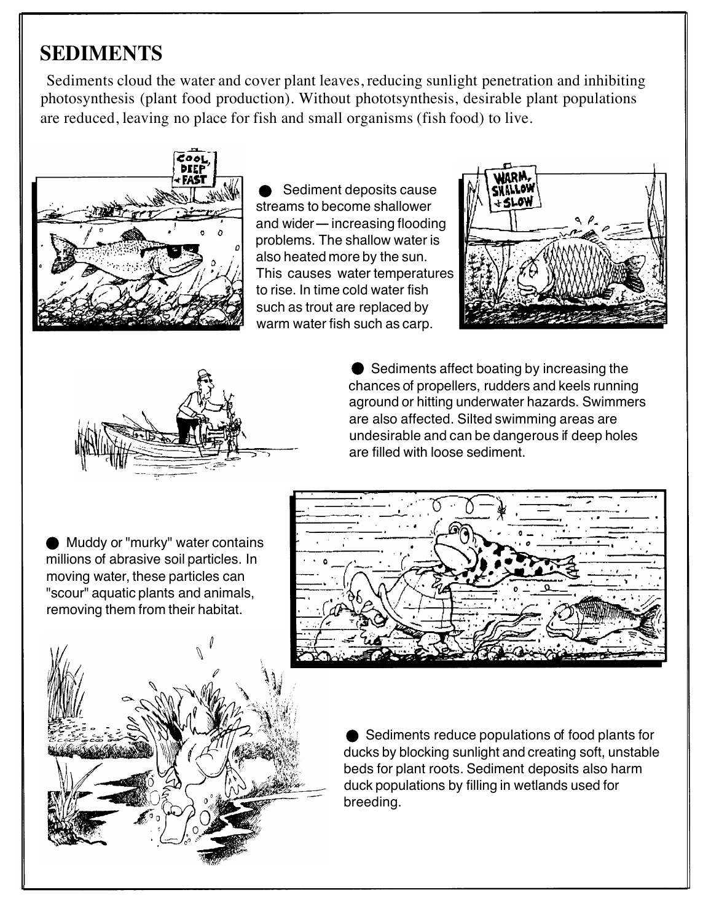# SEDIMENTS

Sediments cloud the water and cover plant leaves, reducing sunlight penetration and inhibiting photosynthesis (plant food production). Without phototsynthesis, desirable plant populations are reduced, leaving no place for fish and small organisms (fish food) to live.

- Sediment deposits cause streams to become shallower and wider — increasing flooding problems. The shallow water is also heated more by the sun. This causes water temperatures to rise. In time cold water fish such as trout are replaced by warm water fish such as carp.

- Sediments affect boating by increasing the chances of propellers, rudders and keels running aground or hitting underwater hazards. Swimmers are also affected. Silted swimming areas are undesirable and can be dangerous if deep holes are filled with loose sediment.

- Muddy or "murky" water contains millions of abrasive soil particles. In moving water, these particles can "scour" aquatic plants and animals, removing them from their habitat.

- Sediments reduce populations of food plants for ducks by blocking sunlight and creating soft, unstable beds for plant roots. Sediment deposits also harm duck populations by filling in wetlands used for breeding.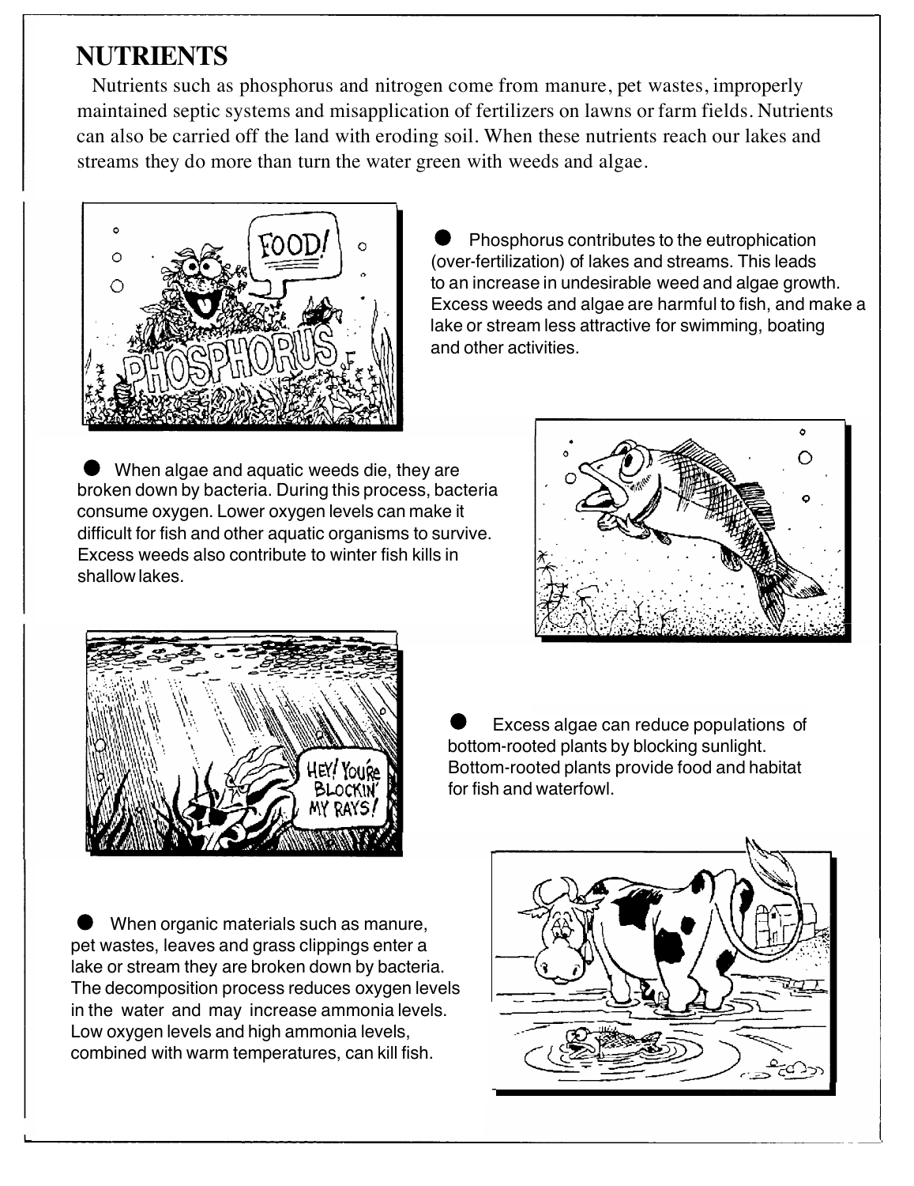## NUTRIENTS

Nutrients such as phosphorus and nitrogen come from manure, pet wastes, improperly maintained septic systems and misapplication of fertilizers on lawns or farm fields. Nutrients can also be carried off the land with eroding soil. When these nutrients reach our lakes and streams they do more than turn the water green with weeds and algae.

- Phosphorus contributes to the eutrophication (over-fertilization) of lakes and streams. This leads to an increase in undesirable weed and algae growth. Excess weeds and algae are harmful to fish, and make a lake or stream less attractive for swimming, boating and other activities.

- When algae and aquatic weeds die, they are broken down by bacteria. During this process, bacteria consume oxygen. Lower oxygen levels can make it difficult for fish and other aquatic organisms to survive. Excess weeds also contribute to winter fish kills in shallow lakes.

- Excess algae can reduce populations of bottom-rooted plants by blocking sunlight. Bottom-rooted plants provide food and habitat for fish and waterfowl.

- When organic materials such as manure, pet wastes, leaves and grass clippings enter a lake or stream they are broken down by bacteria. The decomposition process reduces oxygen levels in the water and may increase ammonia levels. Low oxygen levels and high ammonia levels, combined with warm temperatures, can kill fish.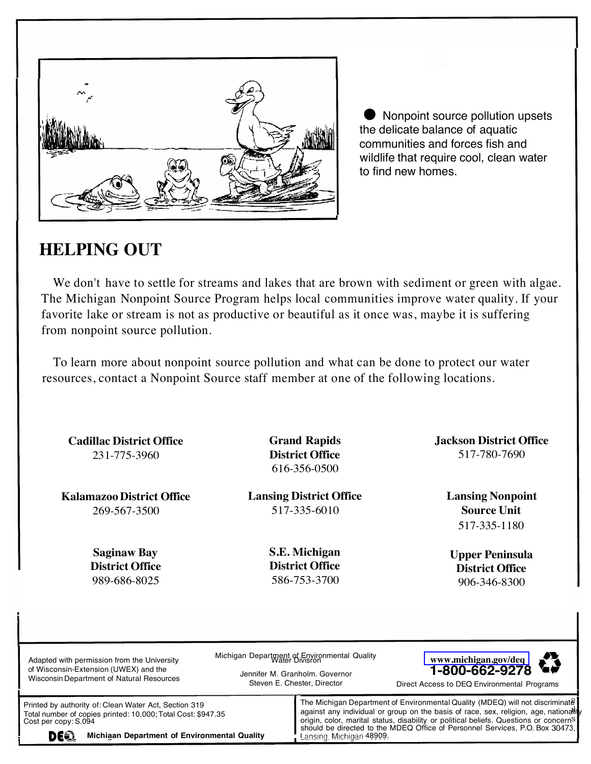- Nonpoint source pollution upsets the delicate balance of aquatic communities and forces fish and wildlife that require cool, clean water to find new homes.

## HELPING OUT

We don't have to settle for streams and lakes that are brown with sediment or green with algae. The Michigan Nonpoint Source Program helps local communities improve water quality. If your favorite lake or stream is not as productive or beautiful as it once was, maybe it is suffering from nonpoint source pollution.

To learn more about nonpoint source pollution and what can be done to protect our water resources, contact a Nonpoint Source staff member at one of the following locations.

**Cadillac District Office**
231-775-3960

**Grand Rapids District Office**
616-356-0500

**Jackson District Office**
517-780-7690

**Kalamazoo District Office**
269-567-3500

**Lansing District Office**
517-335-6010

**Lansing Nonpoint Source Unit**
517-335-1180

**Saginaw Bay District Office**
989-686-8025

**S.E. Michigan District Office**
586-753-3700

**Upper Peninsula District Office**
906-346-8300

Adapted with permission from the University of Wisconsin-Extension (UWEX) and the Wisconsin Department of Natural Resources

Michigan Department of Environmental Quality
Water Division
Jennifer M. Granholm, Governor
Steven E. Chester, Director

**www.michigan.gov/deq**
**1-800-662-9278**
Direct Access to DEQ Environmental Programs

Printed by authority of: Clean Water Act, Section 319
Total number of copies printed: 10,000; Total Cost: $947.35
Cost per copy: $.094

**Michigan Department of Environmental Quality**

The Michigan Department of Environmental Quality (MDEQ) will not discriminate against any individual or group on the basis of race, sex, religion, age, national origin, color, marital status, disability or political beliefs. Questions or concerns should be directed to the MDEQ Office of Personnel Services, P.O. Box 30473, Lansing, Michigan 48909.